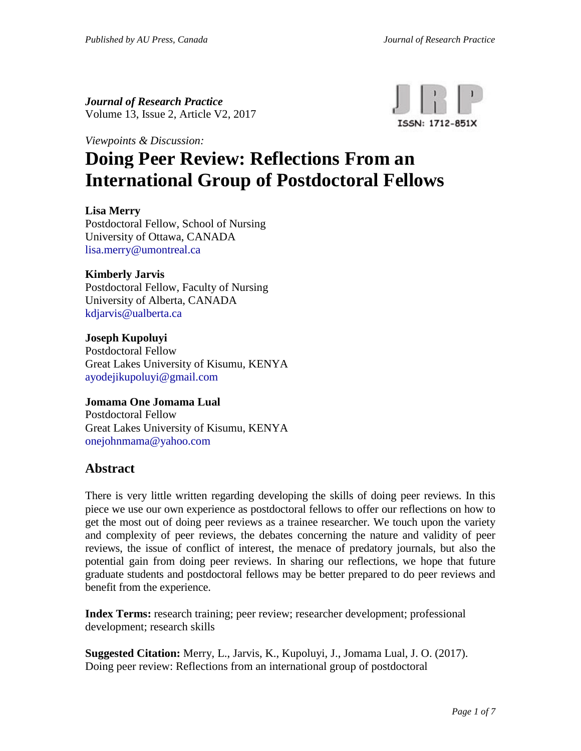***Journal of Research Practice***
Volume 13, Issue 2, Article V2, 2017

ISSN: 1712-851X

*Viewpoints & Discussion:*

# Doing Peer Review: Reflections From an International Group of Postdoctoral Fellows

**Lisa Merry**
Postdoctoral Fellow, School of Nursing
University of Ottawa, CANADA
lisa.merry@umontreal.ca

**Kimberly Jarvis**
Postdoctoral Fellow, Faculty of Nursing
University of Alberta, CANADA
kdjarvis@ualberta.ca

**Joseph Kupoluyi**
Postdoctoral Fellow
Great Lakes University of Kisumu, KENYA
ayodejikupoluyi@gmail.com

**Jomama One Jomama Lual**
Postdoctoral Fellow
Great Lakes University of Kisumu, KENYA
onejohnmama@yahoo.com

## Abstract

There is very little written regarding developing the skills of doing peer reviews. In this piece we use our own experience as postdoctoral fellows to offer our reflections on how to get the most out of doing peer reviews as a trainee researcher. We touch upon the variety and complexity of peer reviews, the debates concerning the nature and validity of peer reviews, the issue of conflict of interest, the menace of predatory journals, but also the potential gain from doing peer reviews. In sharing our reflections, we hope that future graduate students and postdoctoral fellows may be better prepared to do peer reviews and benefit from the experience.

**Index Terms:** research training; peer review; researcher development; professional development; research skills

**Suggested Citation:** Merry, L., Jarvis, K., Kupoluyi, J., Jomama Lual, J. O. (2017). Doing peer review: Reflections from an international group of postdoctoral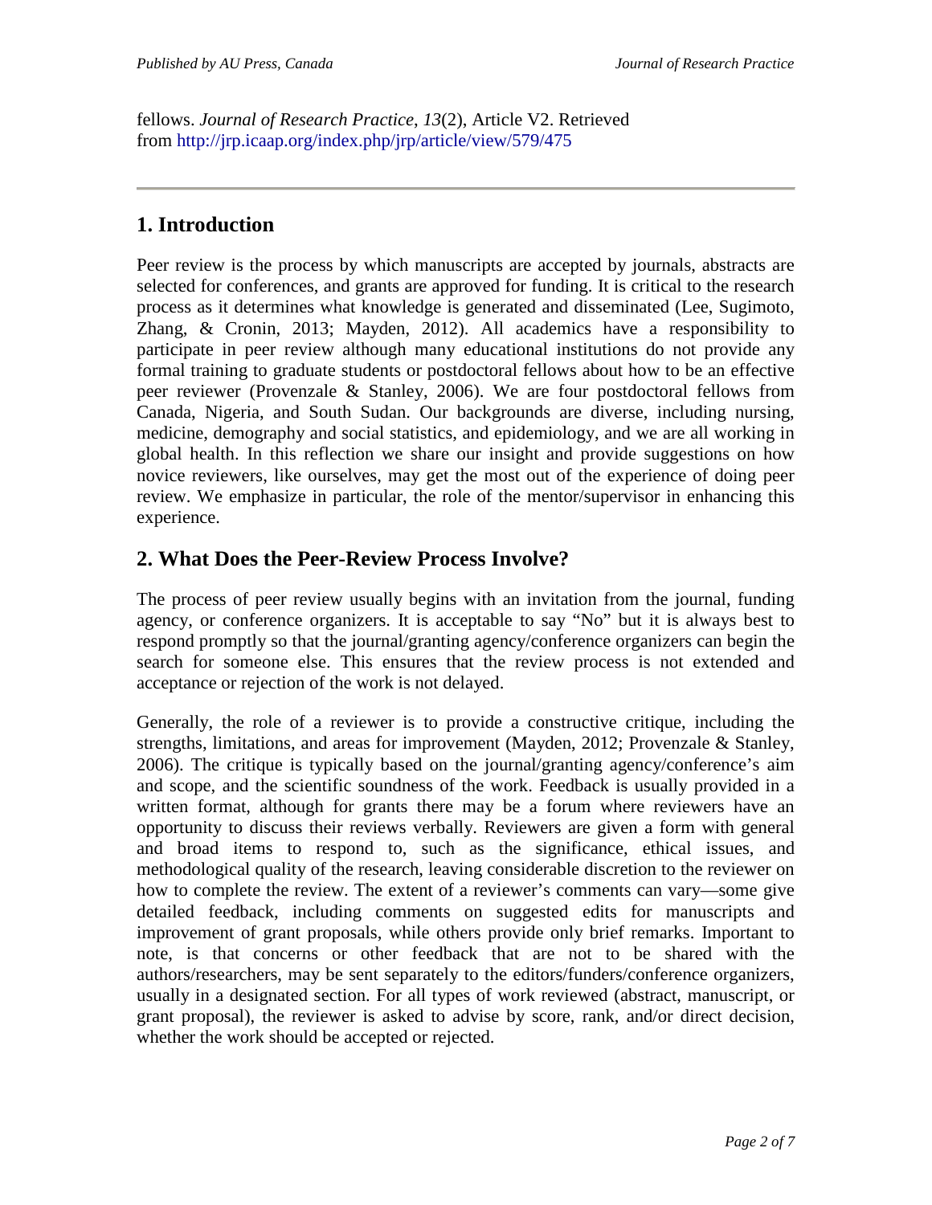fellows. *Journal of Research Practice*, *13*(2), Article V2. Retrieved from http://jrp.icaap.org/index.php/jrp/article/view/579/475

## 1. Introduction

Peer review is the process by which manuscripts are accepted by journals, abstracts are selected for conferences, and grants are approved for funding. It is critical to the research process as it determines what knowledge is generated and disseminated (Lee, Sugimoto, Zhang, & Cronin, 2013; Mayden, 2012). All academics have a responsibility to participate in peer review although many educational institutions do not provide any formal training to graduate students or postdoctoral fellows about how to be an effective peer reviewer (Provenzale & Stanley, 2006). We are four postdoctoral fellows from Canada, Nigeria, and South Sudan. Our backgrounds are diverse, including nursing, medicine, demography and social statistics, and epidemiology, and we are all working in global health. In this reflection we share our insight and provide suggestions on how novice reviewers, like ourselves, may get the most out of the experience of doing peer review. We emphasize in particular, the role of the mentor/supervisor in enhancing this experience.

## 2. What Does the Peer-Review Process Involve?

The process of peer review usually begins with an invitation from the journal, funding agency, or conference organizers. It is acceptable to say "No" but it is always best to respond promptly so that the journal/granting agency/conference organizers can begin the search for someone else. This ensures that the review process is not extended and acceptance or rejection of the work is not delayed.

Generally, the role of a reviewer is to provide a constructive critique, including the strengths, limitations, and areas for improvement (Mayden, 2012; Provenzale & Stanley, 2006). The critique is typically based on the journal/granting agency/conference's aim and scope, and the scientific soundness of the work. Feedback is usually provided in a written format, although for grants there may be a forum where reviewers have an opportunity to discuss their reviews verbally. Reviewers are given a form with general and broad items to respond to, such as the significance, ethical issues, and methodological quality of the research, leaving considerable discretion to the reviewer on how to complete the review. The extent of a reviewer's comments can vary—some give detailed feedback, including comments on suggested edits for manuscripts and improvement of grant proposals, while others provide only brief remarks. Important to note, is that concerns or other feedback that are not to be shared with the authors/researchers, may be sent separately to the editors/funders/conference organizers, usually in a designated section. For all types of work reviewed (abstract, manuscript, or grant proposal), the reviewer is asked to advise by score, rank, and/or direct decision, whether the work should be accepted or rejected.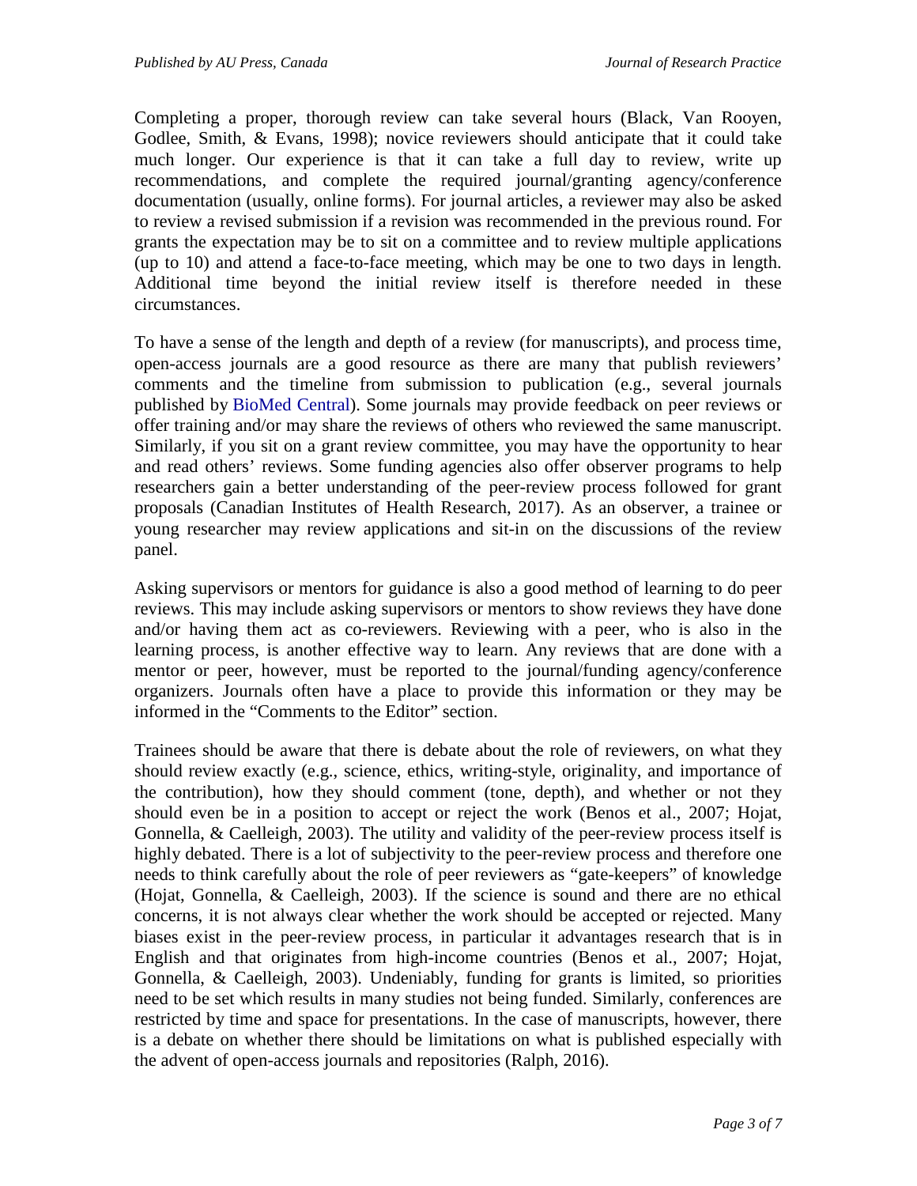Completing a proper, thorough review can take several hours (Black, Van Rooyen, Godlee, Smith, & Evans, 1998); novice reviewers should anticipate that it could take much longer. Our experience is that it can take a full day to review, write up recommendations, and complete the required journal/granting agency/conference documentation (usually, online forms). For journal articles, a reviewer may also be asked to review a revised submission if a revision was recommended in the previous round. For grants the expectation may be to sit on a committee and to review multiple applications (up to 10) and attend a face-to-face meeting, which may be one to two days in length. Additional time beyond the initial review itself is therefore needed in these circumstances.

To have a sense of the length and depth of a review (for manuscripts), and process time, open-access journals are a good resource as there are many that publish reviewers' comments and the timeline from submission to publication (e.g., several journals published by BioMed Central). Some journals may provide feedback on peer reviews or offer training and/or may share the reviews of others who reviewed the same manuscript. Similarly, if you sit on a grant review committee, you may have the opportunity to hear and read others' reviews. Some funding agencies also offer observer programs to help researchers gain a better understanding of the peer-review process followed for grant proposals (Canadian Institutes of Health Research, 2017). As an observer, a trainee or young researcher may review applications and sit-in on the discussions of the review panel.

Asking supervisors or mentors for guidance is also a good method of learning to do peer reviews. This may include asking supervisors or mentors to show reviews they have done and/or having them act as co-reviewers. Reviewing with a peer, who is also in the learning process, is another effective way to learn. Any reviews that are done with a mentor or peer, however, must be reported to the journal/funding agency/conference organizers. Journals often have a place to provide this information or they may be informed in the "Comments to the Editor" section.

Trainees should be aware that there is debate about the role of reviewers, on what they should review exactly (e.g., science, ethics, writing-style, originality, and importance of the contribution), how they should comment (tone, depth), and whether or not they should even be in a position to accept or reject the work (Benos et al., 2007; Hojat, Gonnella, & Caelleigh, 2003). The utility and validity of the peer-review process itself is highly debated. There is a lot of subjectivity to the peer-review process and therefore one needs to think carefully about the role of peer reviewers as "gate-keepers" of knowledge (Hojat, Gonnella, & Caelleigh, 2003). If the science is sound and there are no ethical concerns, it is not always clear whether the work should be accepted or rejected. Many biases exist in the peer-review process, in particular it advantages research that is in English and that originates from high-income countries (Benos et al., 2007; Hojat, Gonnella, & Caelleigh, 2003). Undeniably, funding for grants is limited, so priorities need to be set which results in many studies not being funded. Similarly, conferences are restricted by time and space for presentations. In the case of manuscripts, however, there is a debate on whether there should be limitations on what is published especially with the advent of open-access journals and repositories (Ralph, 2016).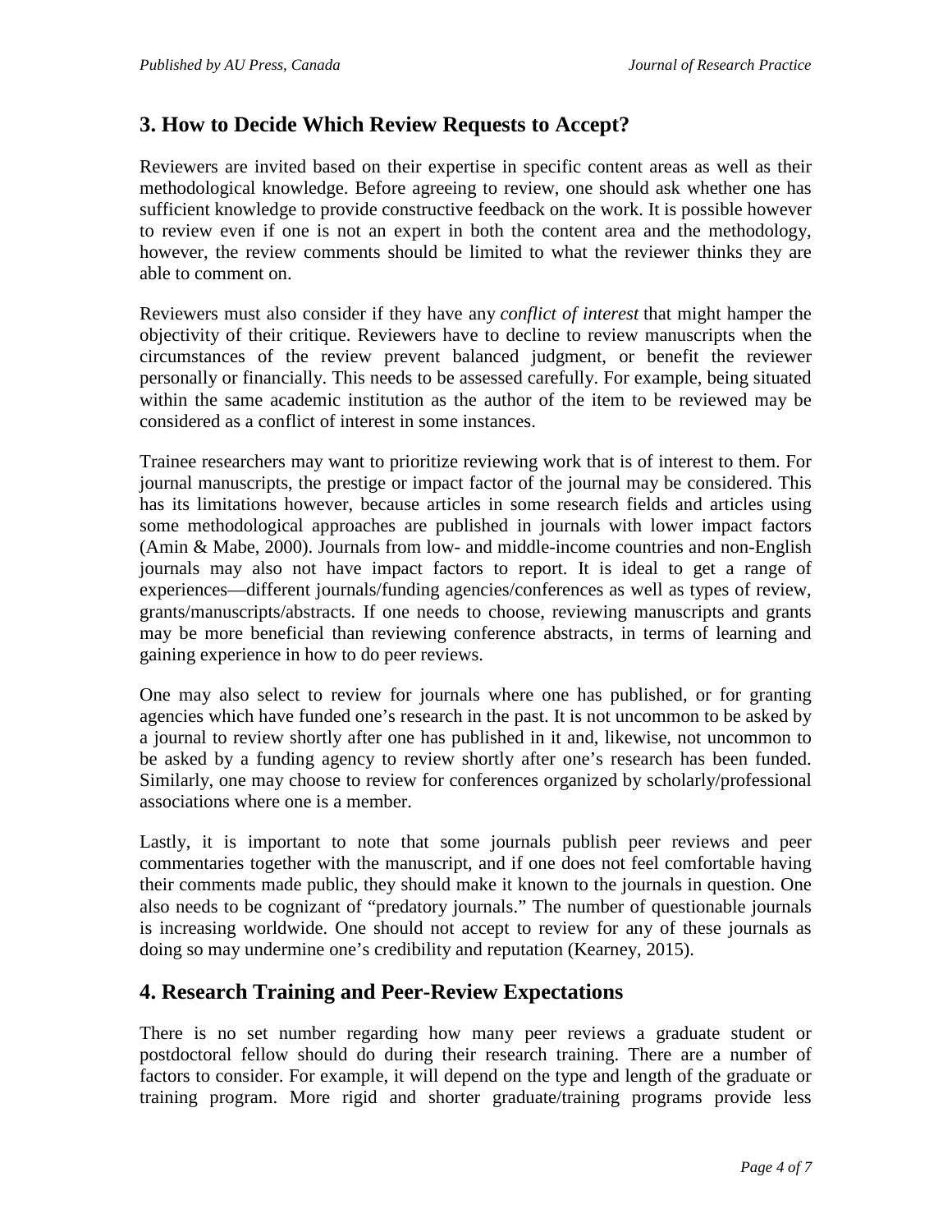## 3. How to Decide Which Review Requests to Accept?

Reviewers are invited based on their expertise in specific content areas as well as their methodological knowledge. Before agreeing to review, one should ask whether one has sufficient knowledge to provide constructive feedback on the work. It is possible however to review even if one is not an expert in both the content area and the methodology, however, the review comments should be limited to what the reviewer thinks they are able to comment on.

Reviewers must also consider if they have any *conflict of interest* that might hamper the objectivity of their critique. Reviewers have to decline to review manuscripts when the circumstances of the review prevent balanced judgment, or benefit the reviewer personally or financially. This needs to be assessed carefully. For example, being situated within the same academic institution as the author of the item to be reviewed may be considered as a conflict of interest in some instances.

Trainee researchers may want to prioritize reviewing work that is of interest to them. For journal manuscripts, the prestige or impact factor of the journal may be considered. This has its limitations however, because articles in some research fields and articles using some methodological approaches are published in journals with lower impact factors (Amin & Mabe, 2000). Journals from low- and middle-income countries and non-English journals may also not have impact factors to report. It is ideal to get a range of experiences—different journals/funding agencies/conferences as well as types of review, grants/manuscripts/abstracts. If one needs to choose, reviewing manuscripts and grants may be more beneficial than reviewing conference abstracts, in terms of learning and gaining experience in how to do peer reviews.

One may also select to review for journals where one has published, or for granting agencies which have funded one's research in the past. It is not uncommon to be asked by a journal to review shortly after one has published in it and, likewise, not uncommon to be asked by a funding agency to review shortly after one's research has been funded. Similarly, one may choose to review for conferences organized by scholarly/professional associations where one is a member.

Lastly, it is important to note that some journals publish peer reviews and peer commentaries together with the manuscript, and if one does not feel comfortable having their comments made public, they should make it known to the journals in question. One also needs to be cognizant of "predatory journals." The number of questionable journals is increasing worldwide. One should not accept to review for any of these journals as doing so may undermine one's credibility and reputation (Kearney, 2015).

## 4. Research Training and Peer-Review Expectations

There is no set number regarding how many peer reviews a graduate student or postdoctoral fellow should do during their research training. There are a number of factors to consider. For example, it will depend on the type and length of the graduate or training program. More rigid and shorter graduate/training programs provide less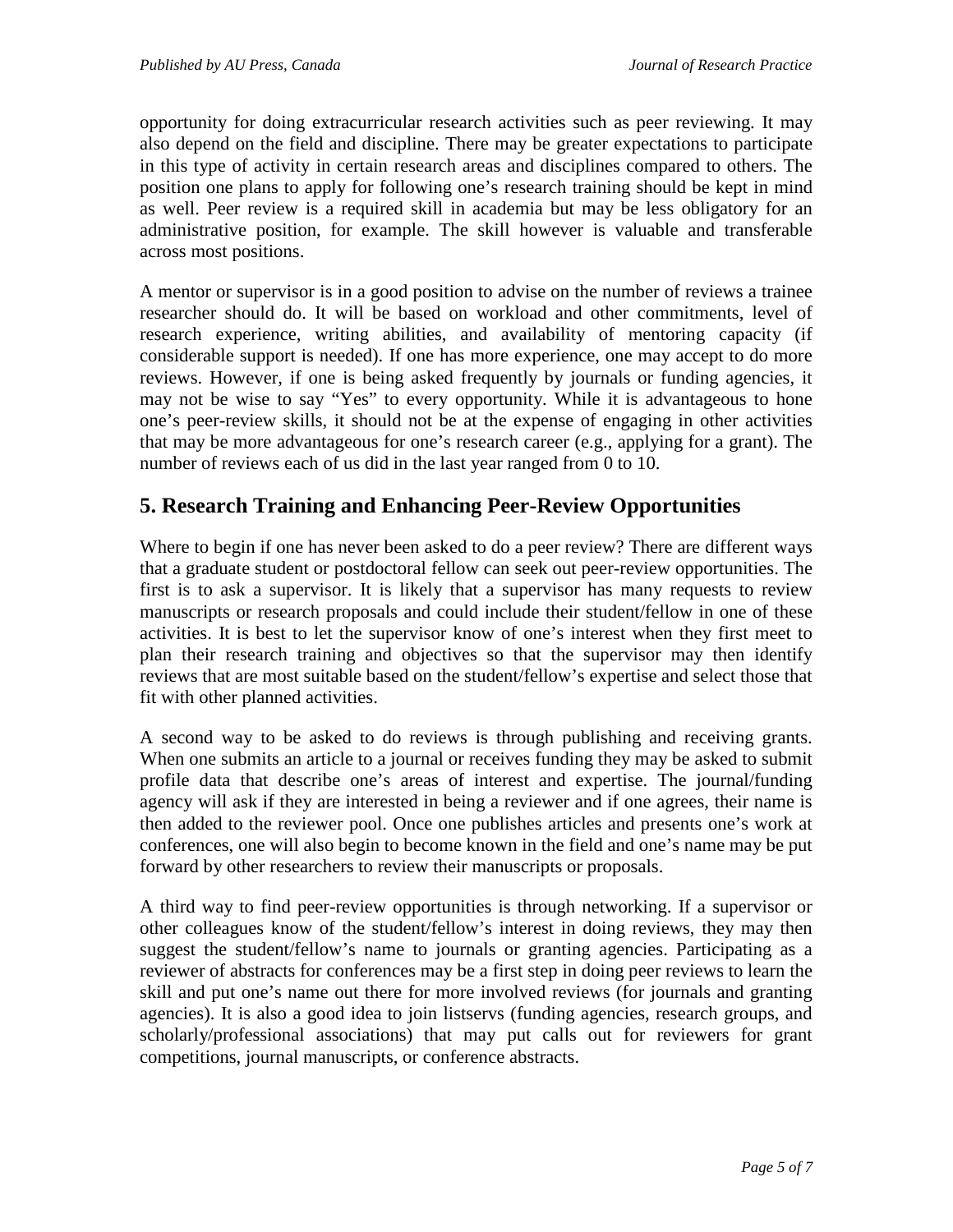opportunity for doing extracurricular research activities such as peer reviewing. It may also depend on the field and discipline. There may be greater expectations to participate in this type of activity in certain research areas and disciplines compared to others. The position one plans to apply for following one's research training should be kept in mind as well. Peer review is a required skill in academia but may be less obligatory for an administrative position, for example. The skill however is valuable and transferable across most positions.

A mentor or supervisor is in a good position to advise on the number of reviews a trainee researcher should do. It will be based on workload and other commitments, level of research experience, writing abilities, and availability of mentoring capacity (if considerable support is needed). If one has more experience, one may accept to do more reviews. However, if one is being asked frequently by journals or funding agencies, it may not be wise to say "Yes" to every opportunity. While it is advantageous to hone one's peer-review skills, it should not be at the expense of engaging in other activities that may be more advantageous for one's research career (e.g., applying for a grant). The number of reviews each of us did in the last year ranged from 0 to 10.

## 5. Research Training and Enhancing Peer-Review Opportunities

Where to begin if one has never been asked to do a peer review? There are different ways that a graduate student or postdoctoral fellow can seek out peer-review opportunities. The first is to ask a supervisor. It is likely that a supervisor has many requests to review manuscripts or research proposals and could include their student/fellow in one of these activities. It is best to let the supervisor know of one's interest when they first meet to plan their research training and objectives so that the supervisor may then identify reviews that are most suitable based on the student/fellow's expertise and select those that fit with other planned activities.

A second way to be asked to do reviews is through publishing and receiving grants. When one submits an article to a journal or receives funding they may be asked to submit profile data that describe one's areas of interest and expertise. The journal/funding agency will ask if they are interested in being a reviewer and if one agrees, their name is then added to the reviewer pool. Once one publishes articles and presents one's work at conferences, one will also begin to become known in the field and one's name may be put forward by other researchers to review their manuscripts or proposals.

A third way to find peer-review opportunities is through networking. If a supervisor or other colleagues know of the student/fellow's interest in doing reviews, they may then suggest the student/fellow's name to journals or granting agencies. Participating as a reviewer of abstracts for conferences may be a first step in doing peer reviews to learn the skill and put one's name out there for more involved reviews (for journals and granting agencies). It is also a good idea to join listservs (funding agencies, research groups, and scholarly/professional associations) that may put calls out for reviewers for grant competitions, journal manuscripts, or conference abstracts.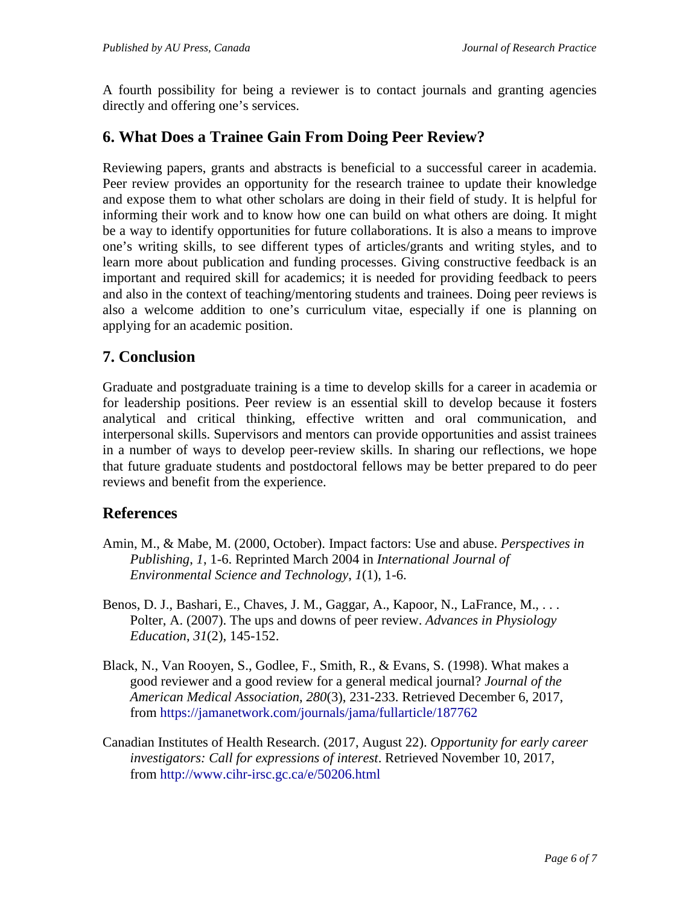A fourth possibility for being a reviewer is to contact journals and granting agencies directly and offering one's services.

## 6. What Does a Trainee Gain From Doing Peer Review?

Reviewing papers, grants and abstracts is beneficial to a successful career in academia. Peer review provides an opportunity for the research trainee to update their knowledge and expose them to what other scholars are doing in their field of study. It is helpful for informing their work and to know how one can build on what others are doing. It might be a way to identify opportunities for future collaborations. It is also a means to improve one's writing skills, to see different types of articles/grants and writing styles, and to learn more about publication and funding processes. Giving constructive feedback is an important and required skill for academics; it is needed for providing feedback to peers and also in the context of teaching/mentoring students and trainees. Doing peer reviews is also a welcome addition to one's curriculum vitae, especially if one is planning on applying for an academic position.

## 7. Conclusion

Graduate and postgraduate training is a time to develop skills for a career in academia or for leadership positions. Peer review is an essential skill to develop because it fosters analytical and critical thinking, effective written and oral communication, and interpersonal skills. Supervisors and mentors can provide opportunities and assist trainees in a number of ways to develop peer-review skills. In sharing our reflections, we hope that future graduate students and postdoctoral fellows may be better prepared to do peer reviews and benefit from the experience.

## References

Amin, M., & Mabe, M. (2000, October). Impact factors: Use and abuse. *Perspectives in Publishing*, *1*, 1-6. Reprinted March 2004 in *International Journal of Environmental Science and Technology*, *1*(1), 1-6.

Benos, D. J., Bashari, E., Chaves, J. M., Gaggar, A., Kapoor, N., LaFrance, M., . . . Polter, A. (2007). The ups and downs of peer review. *Advances in Physiology Education*, *31*(2), 145-152.

Black, N., Van Rooyen, S., Godlee, F., Smith, R., & Evans, S. (1998). What makes a good reviewer and a good review for a general medical journal? *Journal of the American Medical Association*, *280*(3), 231-233. Retrieved December 6, 2017, from https://jamanetwork.com/journals/jama/fullarticle/187762

Canadian Institutes of Health Research. (2017, August 22). *Opportunity for early career investigators: Call for expressions of interest*. Retrieved November 10, 2017, from http://www.cihr-irsc.gc.ca/e/50206.html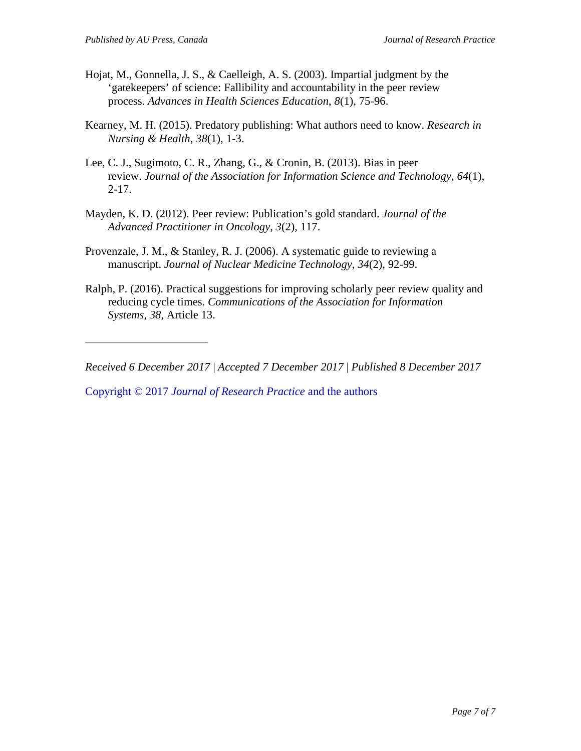Hojat, M., Gonnella, J. S., & Caelleigh, A. S. (2003). Impartial judgment by the 'gatekeepers' of science: Fallibility and accountability in the peer review process. *Advances in Health Sciences Education*, *8*(1), 75-96.

Kearney, M. H. (2015). Predatory publishing: What authors need to know. *Research in Nursing & Health*, *38*(1), 1-3.

Lee, C. J., Sugimoto, C. R., Zhang, G., & Cronin, B. (2013). Bias in peer review. *Journal of the Association for Information Science and Technology*, *64*(1), 2-17.

Mayden, K. D. (2012). Peer review: Publication's gold standard. *Journal of the Advanced Practitioner in Oncology*, *3*(2), 117.

Provenzale, J. M., & Stanley, R. J. (2006). A systematic guide to reviewing a manuscript. *Journal of Nuclear Medicine Technology*, *34*(2), 92-99.

Ralph, P. (2016). Practical suggestions for improving scholarly peer review quality and reducing cycle times. *Communications of the Association for Information Systems*, *38*, Article 13.

---

*Received 6 December 2017 | Accepted 7 December 2017 | Published 8 December 2017*

Copyright © 2017 *Journal of Research Practice* and the authors